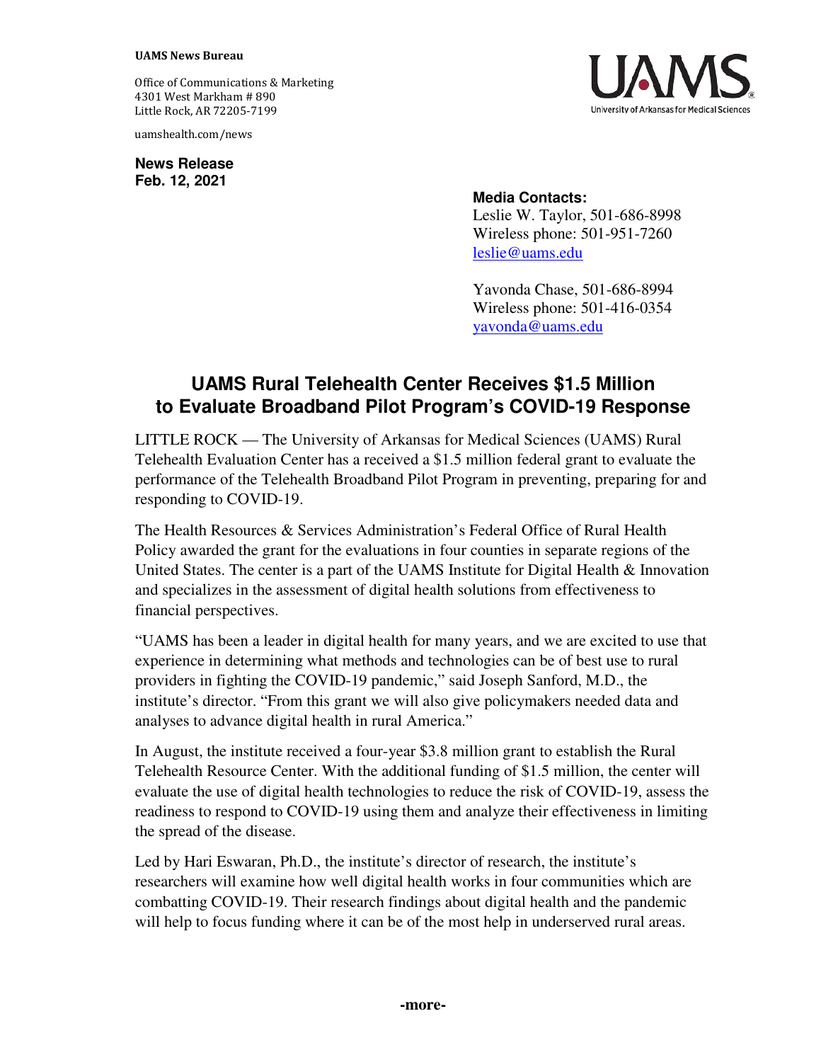**UAMS News Bureau**

Office of Communications & Marketing
4301 West Markham # 890
Little Rock, AR 72205-7199

uamshealth.com/news

**News Release**
**Feb. 12, 2021**

**Media Contacts:**
Leslie W. Taylor, 501-686-8998
Wireless phone: 501-951-7260
leslie@uams.edu

Yavonda Chase, 501-686-8994
Wireless phone: 501-416-0354
yavonda@uams.edu

# UAMS Rural Telehealth Center Receives $1.5 Million to Evaluate Broadband Pilot Program's COVID-19 Response

LITTLE ROCK — The University of Arkansas for Medical Sciences (UAMS) Rural Telehealth Evaluation Center has a received a $1.5 million federal grant to evaluate the performance of the Telehealth Broadband Pilot Program in preventing, preparing for and responding to COVID-19.

The Health Resources & Services Administration's Federal Office of Rural Health Policy awarded the grant for the evaluations in four counties in separate regions of the United States. The center is a part of the UAMS Institute for Digital Health & Innovation and specializes in the assessment of digital health solutions from effectiveness to financial perspectives.

"UAMS has been a leader in digital health for many years, and we are excited to use that experience in determining what methods and technologies can be of best use to rural providers in fighting the COVID-19 pandemic," said Joseph Sanford, M.D., the institute's director. "From this grant we will also give policymakers needed data and analyses to advance digital health in rural America."

In August, the institute received a four-year $3.8 million grant to establish the Rural Telehealth Resource Center. With the additional funding of $1.5 million, the center will evaluate the use of digital health technologies to reduce the risk of COVID-19, assess the readiness to respond to COVID-19 using them and analyze their effectiveness in limiting the spread of the disease.

Led by Hari Eswaran, Ph.D., the institute's director of research, the institute's researchers will examine how well digital health works in four communities which are combatting COVID-19. Their research findings about digital health and the pandemic will help to focus funding where it can be of the most help in underserved rural areas.

**-more-**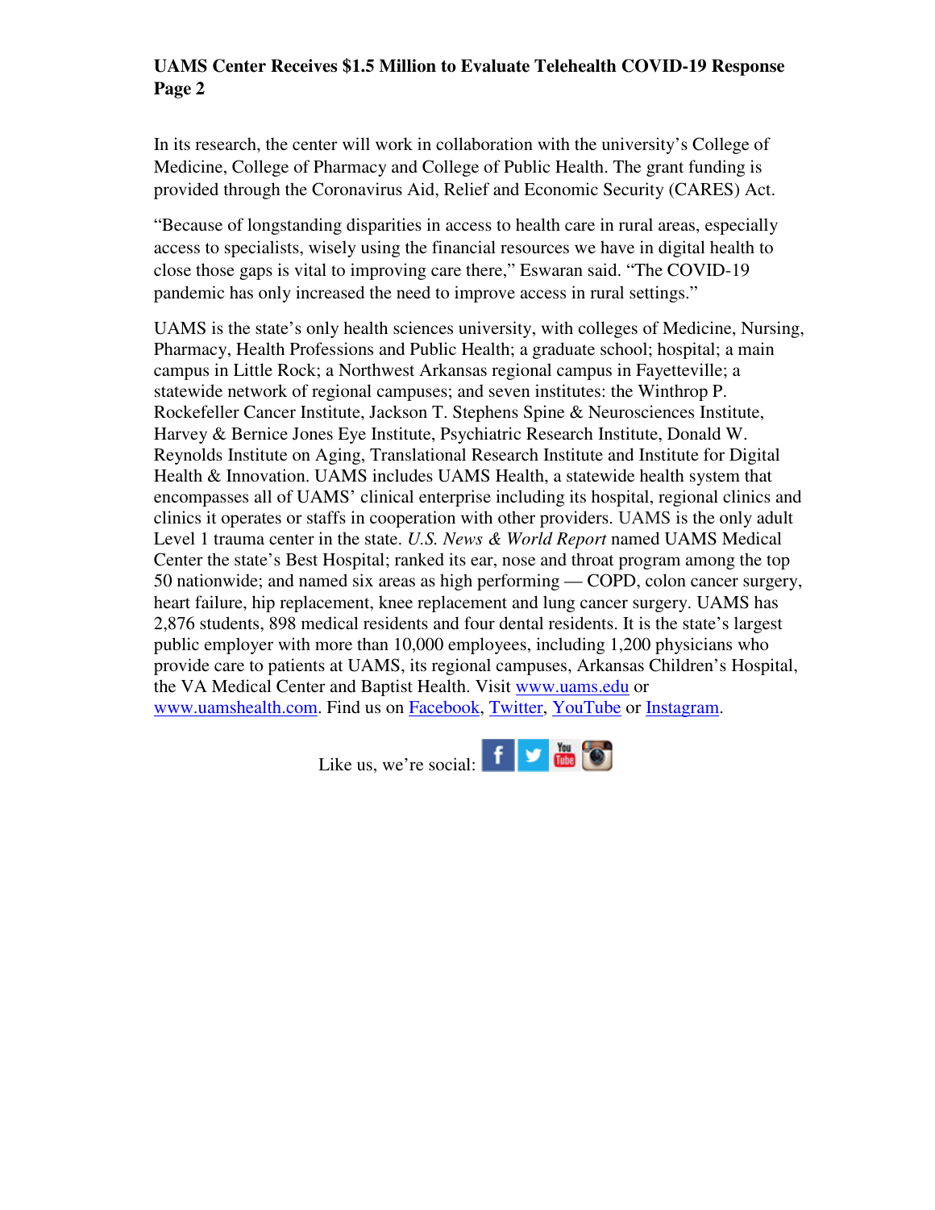In its research, the center will work in collaboration with the university's College of Medicine, College of Pharmacy and College of Public Health. The grant funding is provided through the Coronavirus Aid, Relief and Economic Security (CARES) Act.

"Because of longstanding disparities in access to health care in rural areas, especially access to specialists, wisely using the financial resources we have in digital health to close those gaps is vital to improving care there," Eswaran said. "The COVID-19 pandemic has only increased the need to improve access in rural settings."

UAMS is the state's only health sciences university, with colleges of Medicine, Nursing, Pharmacy, Health Professions and Public Health; a graduate school; hospital; a main campus in Little Rock; a Northwest Arkansas regional campus in Fayetteville; a statewide network of regional campuses; and seven institutes: the Winthrop P. Rockefeller Cancer Institute, Jackson T. Stephens Spine & Neurosciences Institute, Harvey & Bernice Jones Eye Institute, Psychiatric Research Institute, Donald W. Reynolds Institute on Aging, Translational Research Institute and Institute for Digital Health & Innovation. UAMS includes UAMS Health, a statewide health system that encompasses all of UAMS' clinical enterprise including its hospital, regional clinics and clinics it operates or staffs in cooperation with other providers. UAMS is the only adult Level 1 trauma center in the state. *U.S. News & World Report* named UAMS Medical Center the state's Best Hospital; ranked its ear, nose and throat program among the top 50 nationwide; and named six areas as high performing — COPD, colon cancer surgery, heart failure, hip replacement, knee replacement and lung cancer surgery. UAMS has 2,876 students, 898 medical residents and four dental residents. It is the state's largest public employer with more than 10,000 employees, including 1,200 physicians who provide care to patients at UAMS, its regional campuses, Arkansas Children's Hospital, the VA Medical Center and Baptist Health. Visit [www.uams.edu](www.uams.edu) or [www.uamshealth.com](www.uamshealth.com). Find us on Facebook, Twitter, YouTube or Instagram.

Like us, we're social: